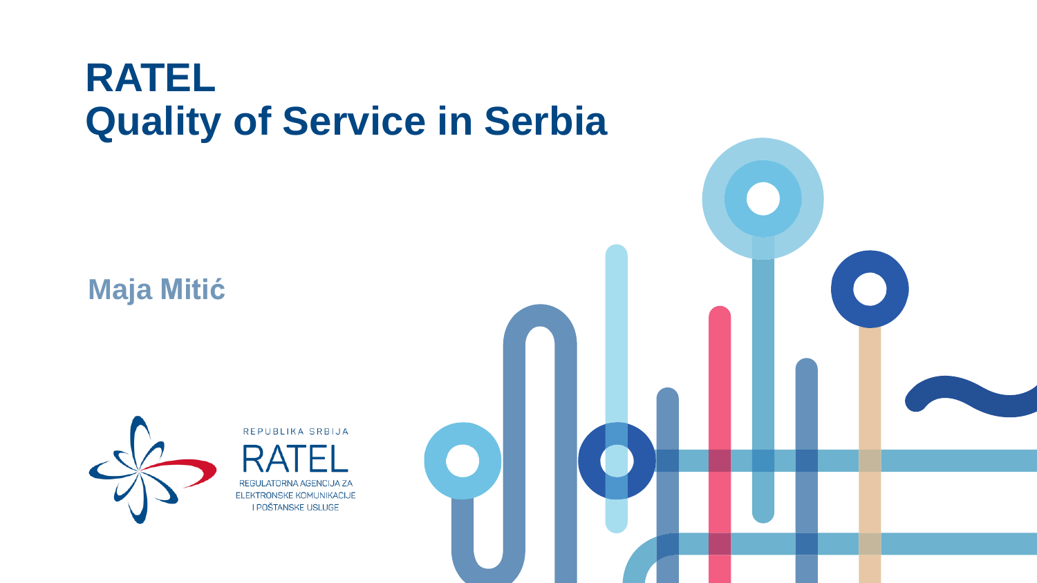# RATEL
# Quality of Service in Serbia

**Maja Mitić**

REPUBLIKA SRBIJA
RATEL
REGULATORNA AGENCIJA ZA
ELEKTRONSKE KOMUNIKACIJE
I POŠTANSKE USLUGE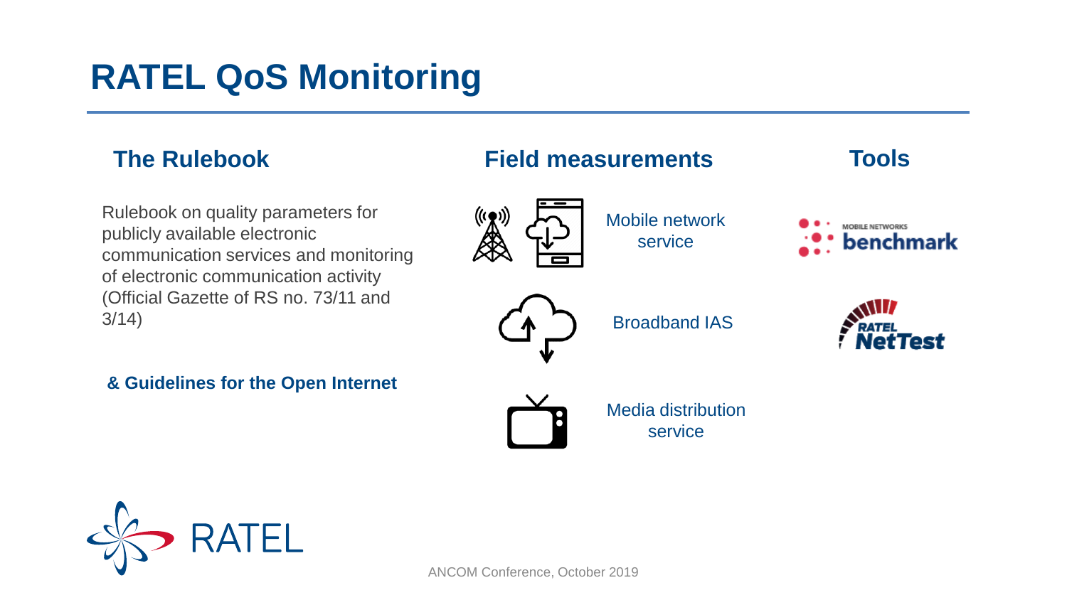# RATEL QoS Monitoring

## The Rulebook

Rulebook on quality parameters for publicly available electronic communication services and monitoring of electronic communication activity (Official Gazette of RS no. 73/11 and 3/14)

**& Guidelines for the Open Internet**

## Field measurements

- Mobile network service
- Broadband IAS
- Media distribution service

## Tools

- MOBILE NETWORKS benchmark
- RATEL NetTest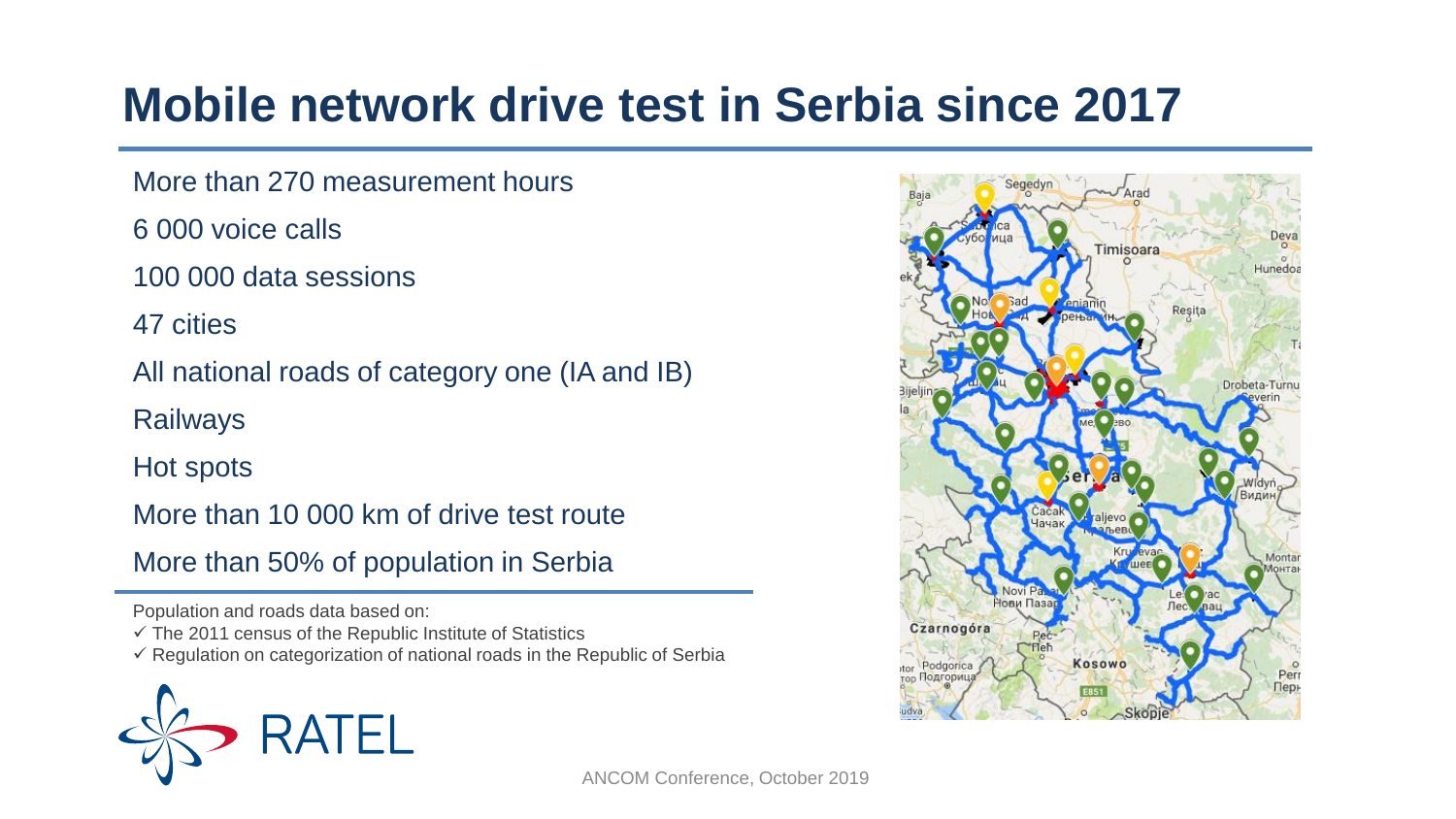# Mobile network drive test in Serbia since 2017

More than 270 measurement hours

6 000 voice calls

100 000 data sessions

47 cities

All national roads of category one (IA and IB)

Railways

Hot spots

More than 10 000 km of drive test route

More than 50% of population in Serbia

Population and roads data based on:

- ✓ The 2011 census of the Republic Institute of Statistics
- ✓ Regulation on categorization of national roads in the Republic of Serbia

RATEL

ANCOM Conference, October 2019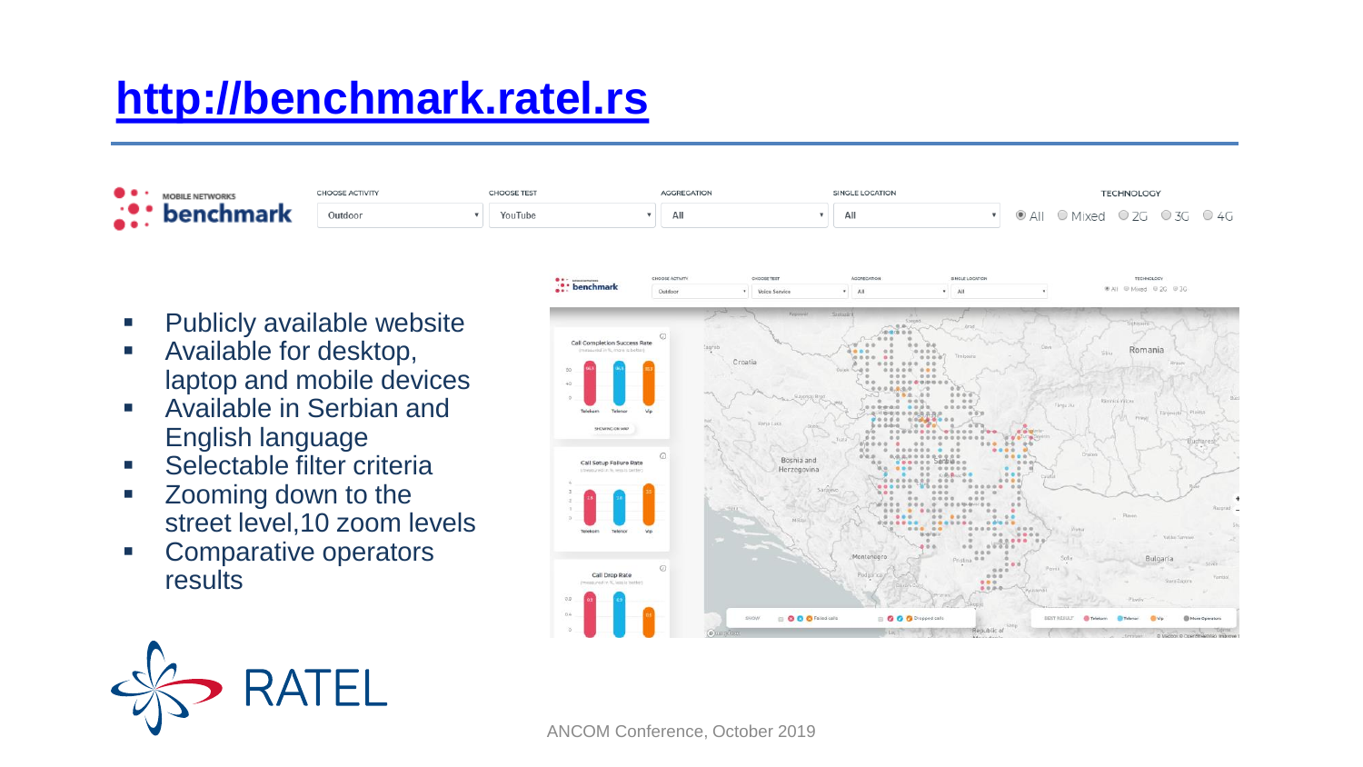# http://benchmark.ratel.rs

MOBILE NETWORKS **benchmark**

CHOOSE ACTIVITY: Outdoor
CHOOSE TEST: YouTube
AGGREGATION: All
SINGLE LOCATION: All
TECHNOLOGY: All / Mixed / 2G / 3G / 4G

- Publicly available website
- Available for desktop, laptop and mobile devices
- Available in Serbian and English language
- Selectable filter criteria
- Zooming down to the street level,10 zoom levels
- Comparative operators results

RATEL

ANCOM Conference, October 2019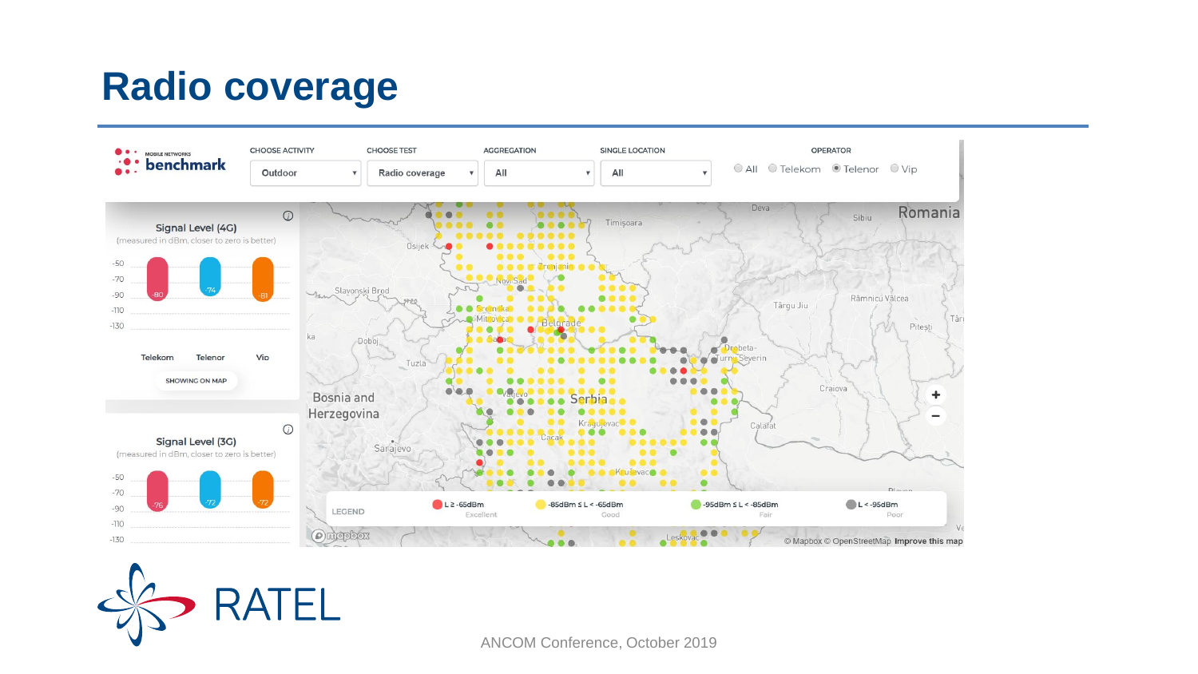# Radio coverage

MOBILE NETWORKS benchmark

CHOOSE ACTIVITY: Outdoor

CHOOSE TEST: Radio coverage

AGGREGATION: All

SINGLE LOCATION: All

OPERATOR: All, Telekom, Telenor, Vip

Signal Level (4G)
(measured in dBm, closer to zero is better)

-50
-70
-90
-110
-130

-80 -74 -81

Telekom Telenor Vip

SHOWING ON MAP

Signal Level (3G)
(measured in dBm, closer to zero is better)

-50
-70
-90
-110
-130

-76 -72 -72

LEGEND

L ≥ -65dBm Excellent

-85dBm ≤ L < -65dBm Good

-95dBm ≤ L < -85dBm Fair

L < -95dBm Poor

© Mapbox © OpenStreetMap Improve this map

RATEL

ANCOM Conference, October 2019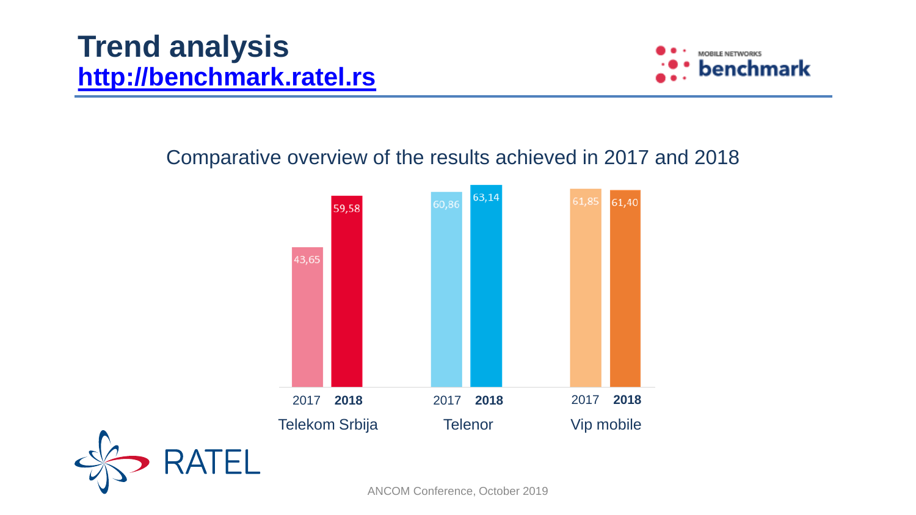# Trend analysis

## [http://benchmark.ratel.rs](http://benchmark.ratel.rs)

MOBILE NETWORKS benchmark

Comparative overview of the results achieved in 2017 and 2018

43,65
59,58
60,86
63,14
61,85
61,40

2017 **2018** 2017 **2018** 2017 **2018**

Telekom Srbija Telenor Vip mobile

RATEL

ANCOM Conference, October 2019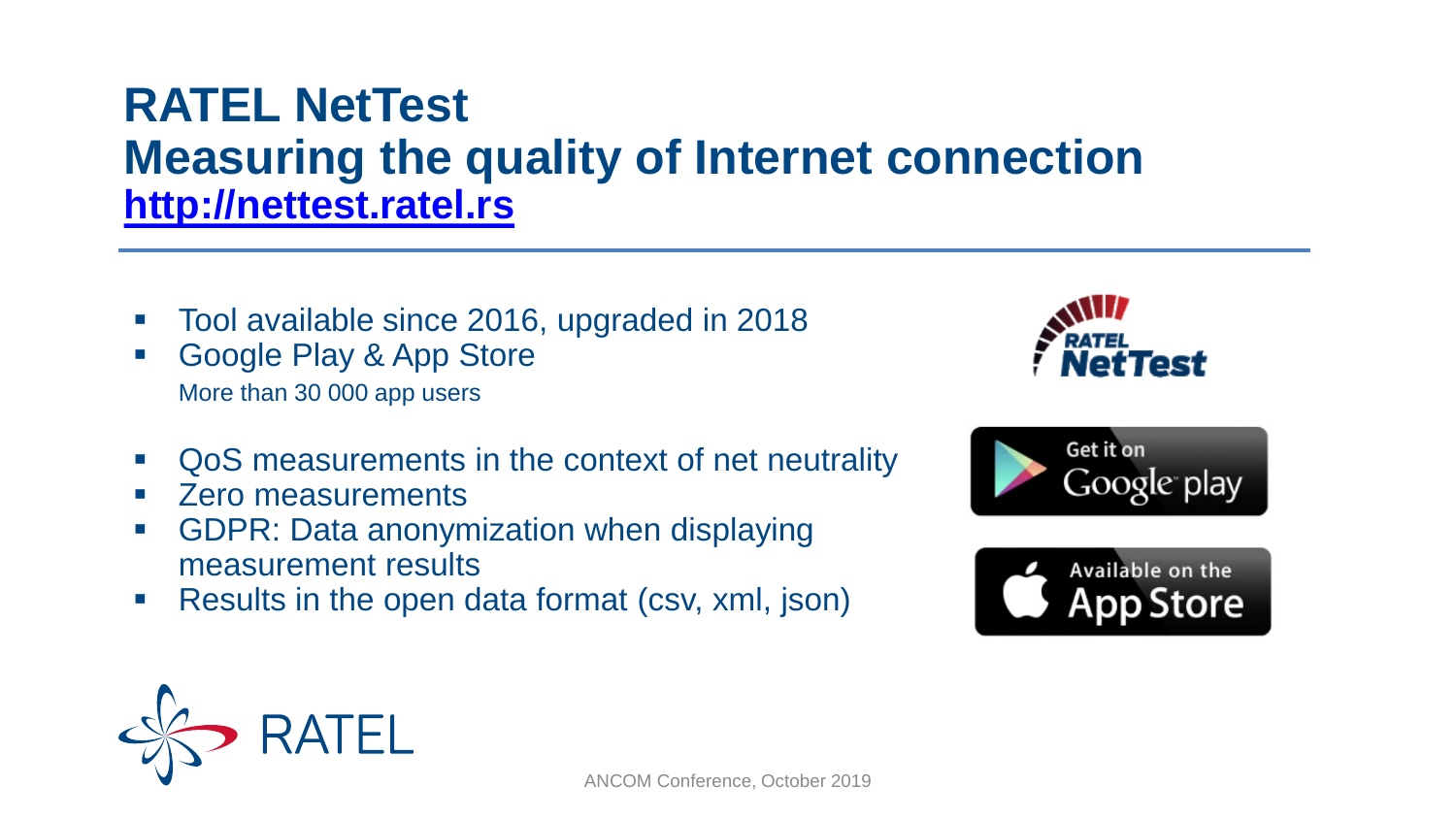# RATEL NetTest
# Measuring the quality of Internet connection
**http://nettest.ratel.rs**

- Tool available since 2016, upgraded in 2018
- Google Play & App Store
  More than 30 000 app users
- QoS measurements in the context of net neutrality
- Zero measurements
- GDPR: Data anonymization when displaying measurement results
- Results in the open data format (csv, xml, json)

RATEL NetTest

Get it on Google play

Available on the App Store

RATEL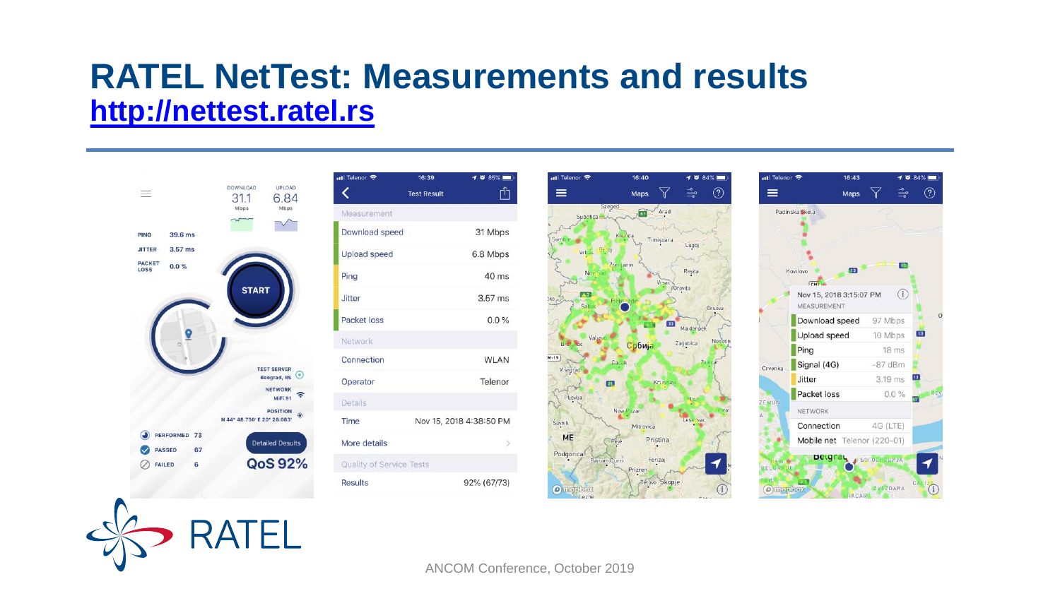# RATEL NetTest: Measurements and results

## http://nettest.ratel.rs

DOWNLOAD
31.1
Mbps

UPLOAD
6.84
Mbps

PING 39.6 ms
JITTER 3.57 ms
PACKET LOSS 0.0 %

START

TEST SERVER
Beograd, RS

NETWORK
MiFi 91

POSITION
N 44° 48.750' E 20° 28.063'

PERFORMED 73
PASSED 67
FAILED 6

Detailed Desults

QoS 92%

Test Result

| | |
|---|---|
| Measurement | |
| Download speed | 31 Mbps |
| Upload speed | 6.8 Mbps |
| Ping | 40 ms |
| Jitter | 3.57 ms |
| Packet loss | 0.0 % |
| Network | |
| Connection | WLAN |
| Operator | Telenor |
| Details | |
| Time | Nov 15, 2018 4:38:50 PM |
| More details | |
| Quality of Service Tests | |
| Results | 92% (67/73) |

Maps

Nov 15, 2018 3:15:07 PM

| | |
|---|---|
| MEASUREMENT | |
| Download speed | 97 Mbps |
| Upload speed | 10 Mbps |
| Ping | 18 ms |
| Signal (4G) | -87 dBm |
| Jitter | 3.19 ms |
| Packet loss | 0.0 % |
| NETWORK | |
| Connection | 4G (LTE) |
| Mobile net | Telenor (220-01) |

RATEL

ANCOM Conference, October 2019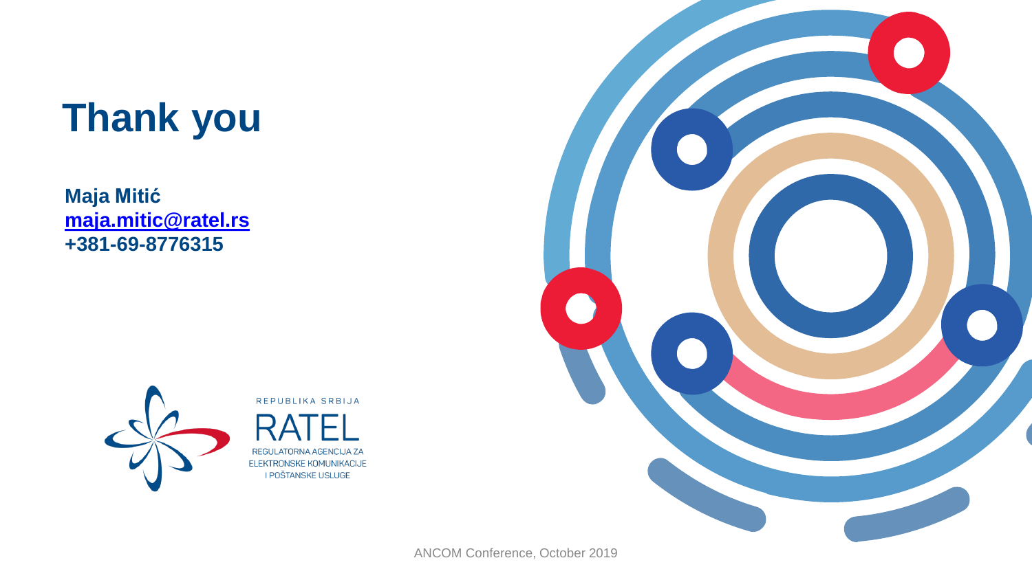# Thank you

**Maja Mitić**
**maja.mitic@ratel.rs**
**+381-69-8776315**

REPUBLIKA SRBIJA
RATEL
REGULATORNA AGENCIJA ZA
ELEKTRONSKE KOMUNIKACIJE
I POŠTANSKE USLUGE